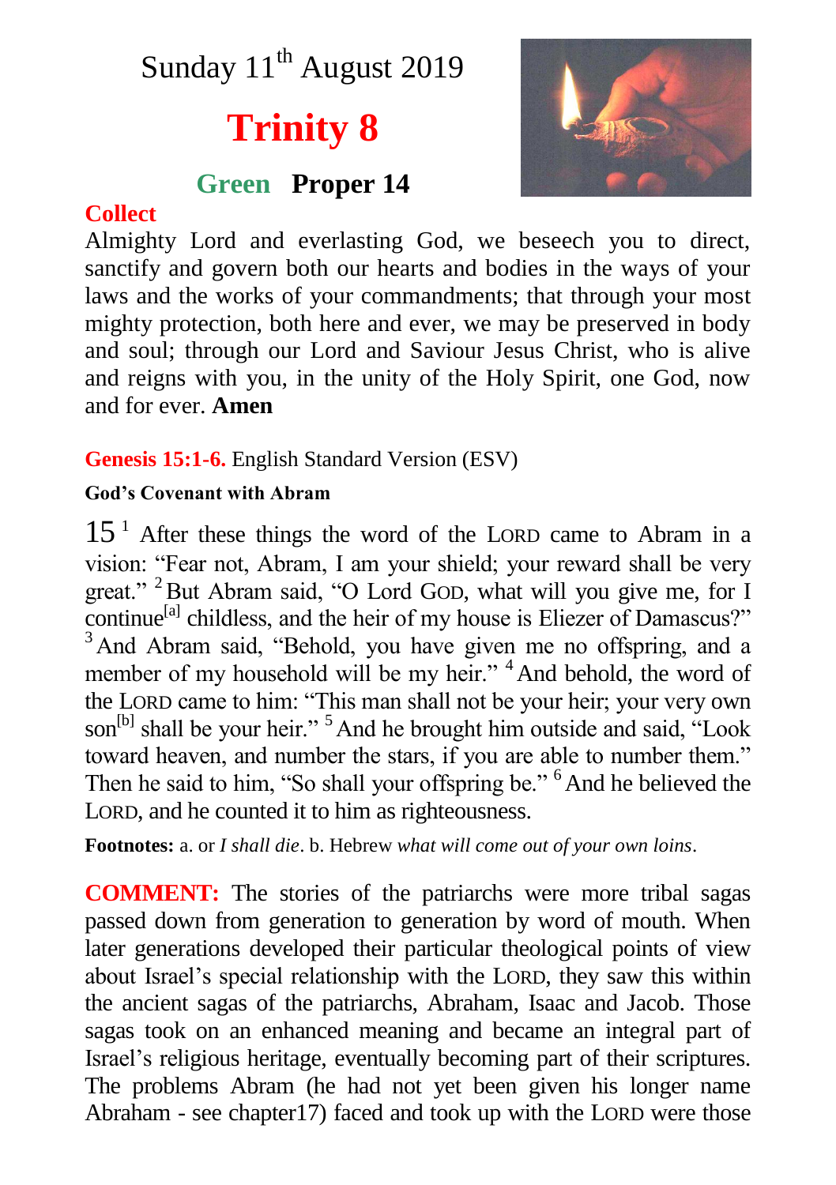# Sunday 11th August 2019

# Trinity 8

**Green Proper 14**

## Collect

Almighty Lord and everlasting God, we beseech you to direct, sanctify and govern both our hearts and bodies in the ways of your laws and the works of your commandments; that through your most mighty protection, both here and ever, we may be preserved in body and soul; through our Lord and Saviour Jesus Christ, who is alive and reigns with you, in the unity of the Holy Spirit, one God, now and for ever. **Amen**

**Genesis 15:1-6.** English Standard Version (ESV)

**God's Covenant with Abram**

15 [1] After these things the word of the LORD came to Abram in a vision: "Fear not, Abram, I am your shield; your reward shall be very great." [2] But Abram said, "O Lord GOD, what will you give me, for I continue[a] childless, and the heir of my house is Eliezer of Damascus?" [3] And Abram said, "Behold, you have given me no offspring, and a member of my household will be my heir." [4] And behold, the word of the LORD came to him: "This man shall not be your heir; your very own son[b] shall be your heir." [5] And he brought him outside and said, "Look toward heaven, and number the stars, if you are able to number them." Then he said to him, "So shall your offspring be." [6] And he believed the LORD, and he counted it to him as righteousness.

**Footnotes:** a. or *I shall die*. b. Hebrew *what will come out of your own loins*.

**COMMENT:** The stories of the patriarchs were more tribal sagas passed down from generation to generation by word of mouth. When later generations developed their particular theological points of view about Israel's special relationship with the LORD, they saw this within the ancient sagas of the patriarchs, Abraham, Isaac and Jacob. Those sagas took on an enhanced meaning and became an integral part of Israel's religious heritage, eventually becoming part of their scriptures. The problems Abram (he had not yet been given his longer name Abraham - see chapter17) faced and took up with the LORD were those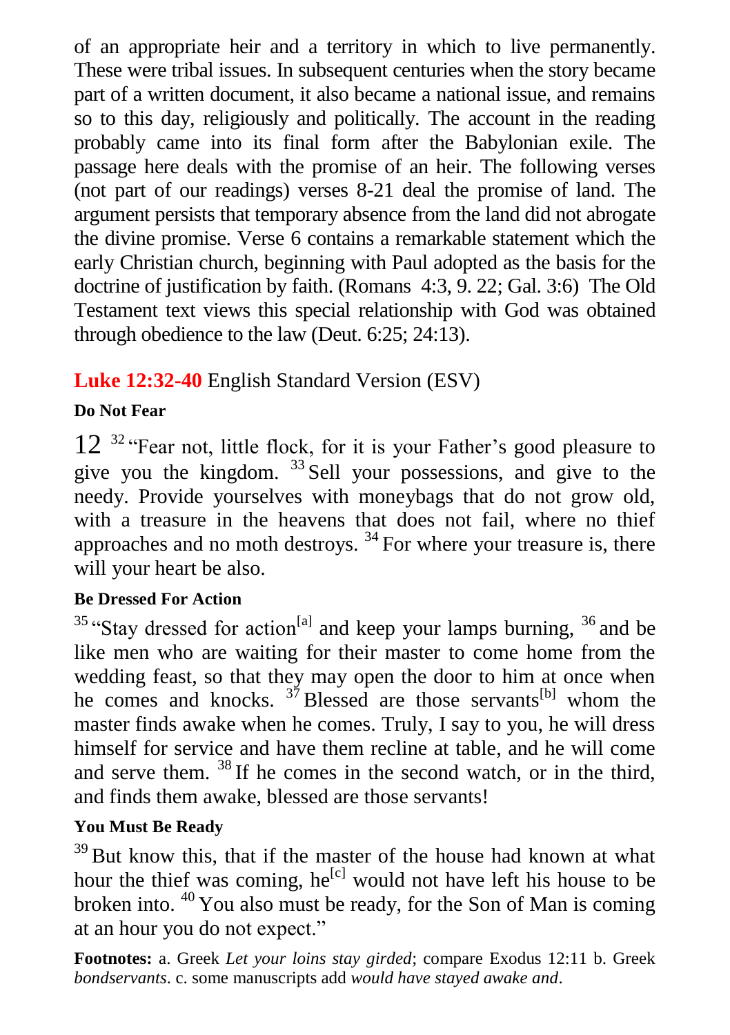of an appropriate heir and a territory in which to live permanently. These were tribal issues. In subsequent centuries when the story became part of a written document, it also became a national issue, and remains so to this day, religiously and politically. The account in the reading probably came into its final form after the Babylonian exile. The passage here deals with the promise of an heir. The following verses (not part of our readings) verses 8-21 deal the promise of land. The argument persists that temporary absence from the land did not abrogate the divine promise. Verse 6 contains a remarkable statement which the early Christian church, beginning with Paul adopted as the basis for the doctrine of justification by faith. (Romans 4:3, 9. 22; Gal. 3:6) The Old Testament text views this special relationship with God was obtained through obedience to the law (Deut. 6:25; 24:13).

## **Luke 12:32-40** English Standard Version (ESV)

### Do Not Fear

12 [32] "Fear not, little flock, for it is your Father's good pleasure to give you the kingdom. [33] Sell your possessions, and give to the needy. Provide yourselves with moneybags that do not grow old, with a treasure in the heavens that does not fail, where no thief approaches and no moth destroys. [34] For where your treasure is, there will your heart be also.

### Be Dressed For Action

[35] "Stay dressed for action[a] and keep your lamps burning, [36] and be like men who are waiting for their master to come home from the wedding feast, so that they may open the door to him at once when he comes and knocks. [37] Blessed are those servants[b] whom the master finds awake when he comes. Truly, I say to you, he will dress himself for service and have them recline at table, and he will come and serve them. [38] If he comes in the second watch, or in the third, and finds them awake, blessed are those servants!

### You Must Be Ready

[39] But know this, that if the master of the house had known at what hour the thief was coming, he[c] would not have left his house to be broken into. [40] You also must be ready, for the Son of Man is coming at an hour you do not expect."

**Footnotes:** a. Greek *Let your loins stay girded*; compare Exodus 12:11 b. Greek *bondservants*. c. some manuscripts add *would have stayed awake and*.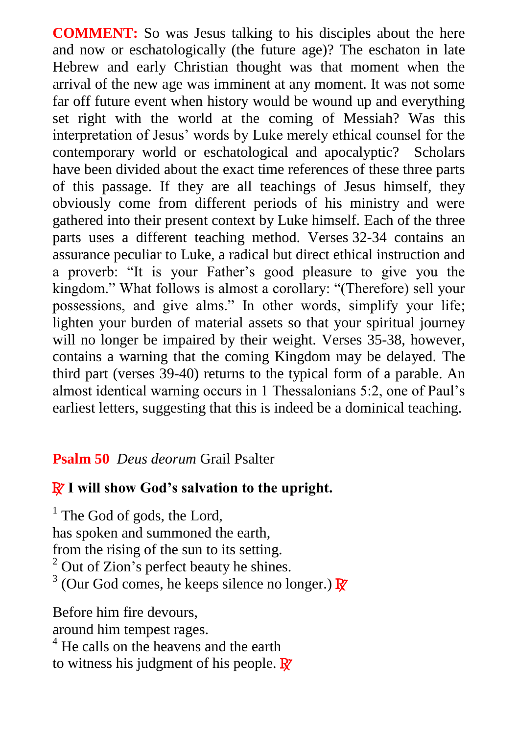**COMMENT:** So was Jesus talking to his disciples about the here and now or eschatologically (the future age)? The eschaton in late Hebrew and early Christian thought was that moment when the arrival of the new age was imminent at any moment. It was not some far off future event when history would be wound up and everything set right with the world at the coming of Messiah? Was this interpretation of Jesus' words by Luke merely ethical counsel for the contemporary world or eschatological and apocalyptic? Scholars have been divided about the exact time references of these three parts of this passage. If they are all teachings of Jesus himself, they obviously come from different periods of his ministry and were gathered into their present context by Luke himself. Each of the three parts uses a different teaching method. Verses 32-34 contains an assurance peculiar to Luke, a radical but direct ethical instruction and a proverb: "It is your Father's good pleasure to give you the kingdom." What follows is almost a corollary: "(Therefore) sell your possessions, and give alms." In other words, simplify your life; lighten your burden of material assets so that your spiritual journey will no longer be impaired by their weight. Verses 35-38, however, contains a warning that the coming Kingdom may be delayed. The third part (verses 39-40) returns to the typical form of a parable. An almost identical warning occurs in 1 Thessalonians 5:2, one of Paul's earliest letters, suggesting that this is indeed be a dominical teaching.

**Psalm 50** *Deus deorum* Grail Psalter

**℟ I will show God's salvation to the upright.**

[1] The God of gods, the Lord,
has spoken and summoned the earth,
from the rising of the sun to its setting.
[2] Out of Zion's perfect beauty he shines.
[3] (Our God comes, he keeps silence no longer.) ℟

Before him fire devours,
around him tempest rages.
[4] He calls on the heavens and the earth
to witness his judgment of his people. ℟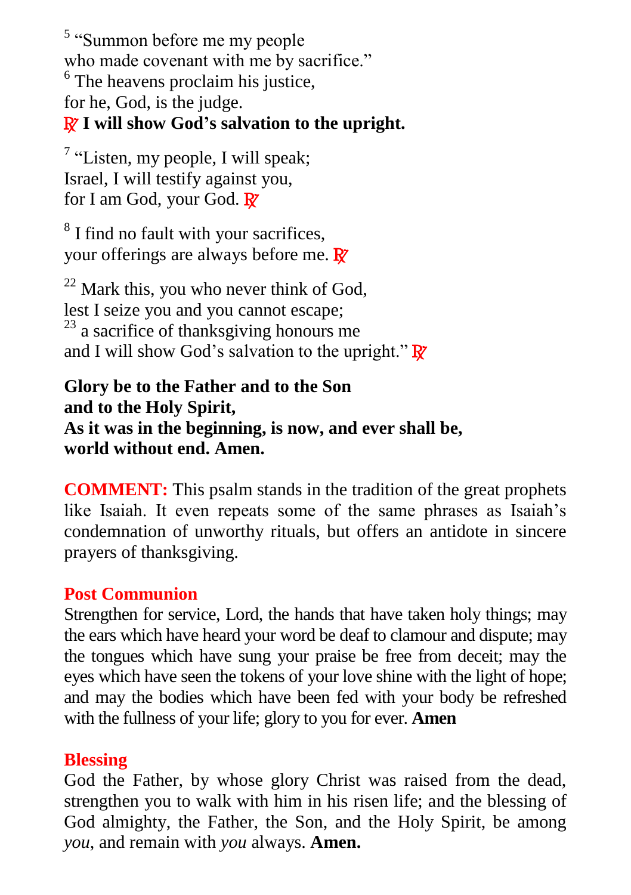[5] "Summon before me my people
who made covenant with me by sacrifice."
[6] The heavens proclaim his justice,
for he, God, is the judge.
℟ **I will show God's salvation to the upright.**

[7] "Listen, my people, I will speak;
Israel, I will testify against you,
for I am God, your God. ℟

[8] I find no fault with your sacrifices,
your offerings are always before me. ℟

[22] Mark this, you who never think of God,
lest I seize you and you cannot escape;
[23] a sacrifice of thanksgiving honours me
and I will show God's salvation to the upright." ℟

**Glory be to the Father and to the Son**
**and to the Holy Spirit,**
**As it was in the beginning, is now, and ever shall be,**
**world without end. Amen.**

**COMMENT:** This psalm stands in the tradition of the great prophets like Isaiah. It even repeats some of the same phrases as Isaiah's condemnation of unworthy rituals, but offers an antidote in sincere prayers of thanksgiving.

## Post Communion

Strengthen for service, Lord, the hands that have taken holy things; may the ears which have heard your word be deaf to clamour and dispute; may the tongues which have sung your praise be free from deceit; may the eyes which have seen the tokens of your love shine with the light of hope; and may the bodies which have been fed with your body be refreshed with the fullness of your life; glory to you for ever. **Amen**

## Blessing

God the Father, by whose glory Christ was raised from the dead, strengthen you to walk with him in his risen life; and the blessing of God almighty, the Father, the Son, and the Holy Spirit, be among *you*, and remain with *you* always. **Amen.**